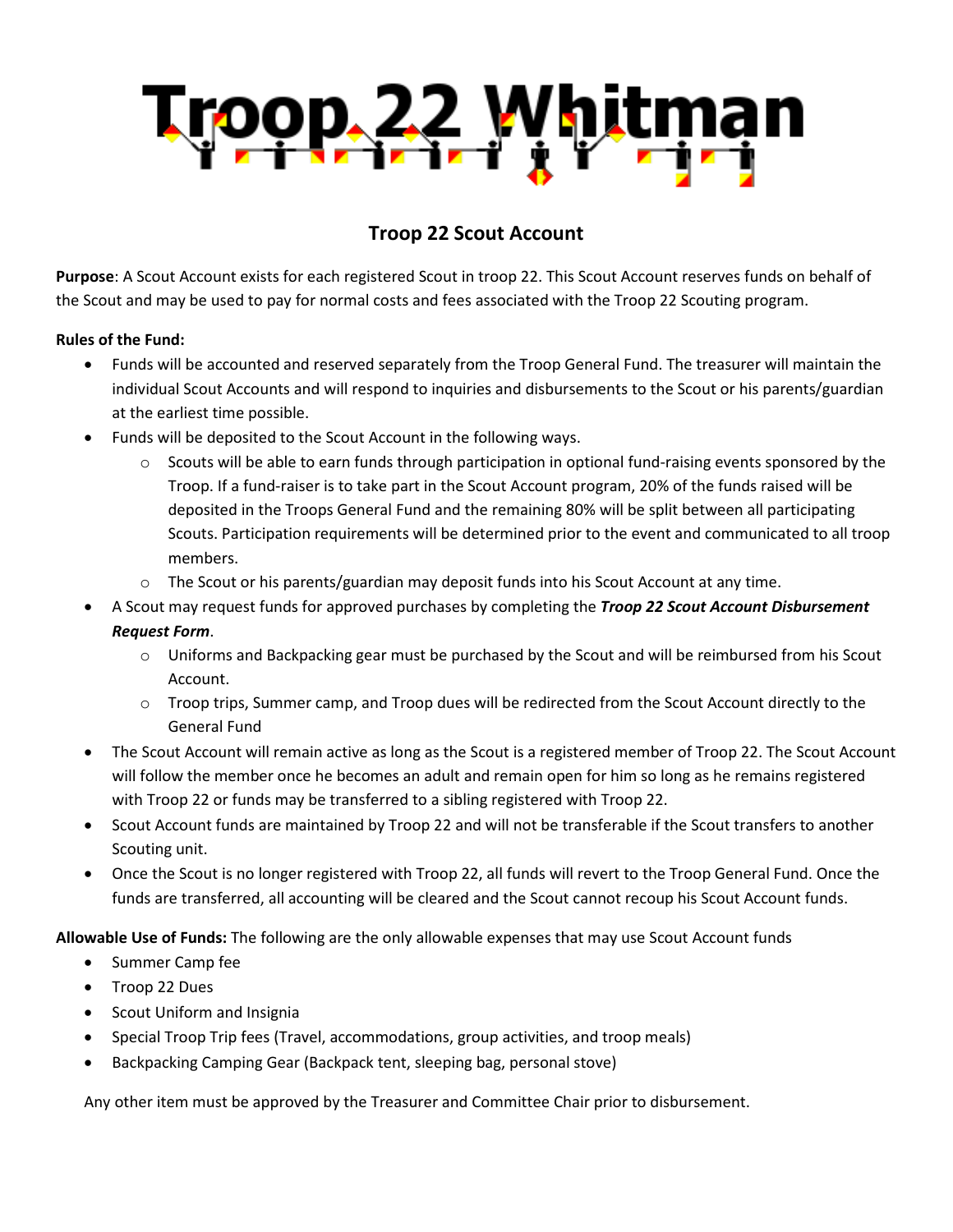# Troop 22 Whitman

## Troop 22 Scout Account

**Purpose**: A Scout Account exists for each registered Scout in troop 22. This Scout Account reserves funds on behalf of the Scout and may be used to pay for normal costs and fees associated with the Troop 22 Scouting program.

**Rules of the Fund:**

- Funds will be accounted and reserved separately from the Troop General Fund. The treasurer will maintain the individual Scout Accounts and will respond to inquiries and disbursements to the Scout or his parents/guardian at the earliest time possible.
- Funds will be deposited to the Scout Account in the following ways.
  - Scouts will be able to earn funds through participation in optional fund-raising events sponsored by the Troop. If a fund-raiser is to take part in the Scout Account program, 20% of the funds raised will be deposited in the Troops General Fund and the remaining 80% will be split between all participating Scouts. Participation requirements will be determined prior to the event and communicated to all troop members.
  - The Scout or his parents/guardian may deposit funds into his Scout Account at any time.
- A Scout may request funds for approved purchases by completing the ***Troop 22 Scout Account Disbursement Request Form***.
  - Uniforms and Backpacking gear must be purchased by the Scout and will be reimbursed from his Scout Account.
  - Troop trips, Summer camp, and Troop dues will be redirected from the Scout Account directly to the General Fund
- The Scout Account will remain active as long as the Scout is a registered member of Troop 22. The Scout Account will follow the member once he becomes an adult and remain open for him so long as he remains registered with Troop 22 or funds may be transferred to a sibling registered with Troop 22.
- Scout Account funds are maintained by Troop 22 and will not be transferable if the Scout transfers to another Scouting unit.
- Once the Scout is no longer registered with Troop 22, all funds will revert to the Troop General Fund. Once the funds are transferred, all accounting will be cleared and the Scout cannot recoup his Scout Account funds.

**Allowable Use of Funds:** The following are the only allowable expenses that may use Scout Account funds

- Summer Camp fee
- Troop 22 Dues
- Scout Uniform and Insignia
- Special Troop Trip fees (Travel, accommodations, group activities, and troop meals)
- Backpacking Camping Gear (Backpack tent, sleeping bag, personal stove)

Any other item must be approved by the Treasurer and Committee Chair prior to disbursement.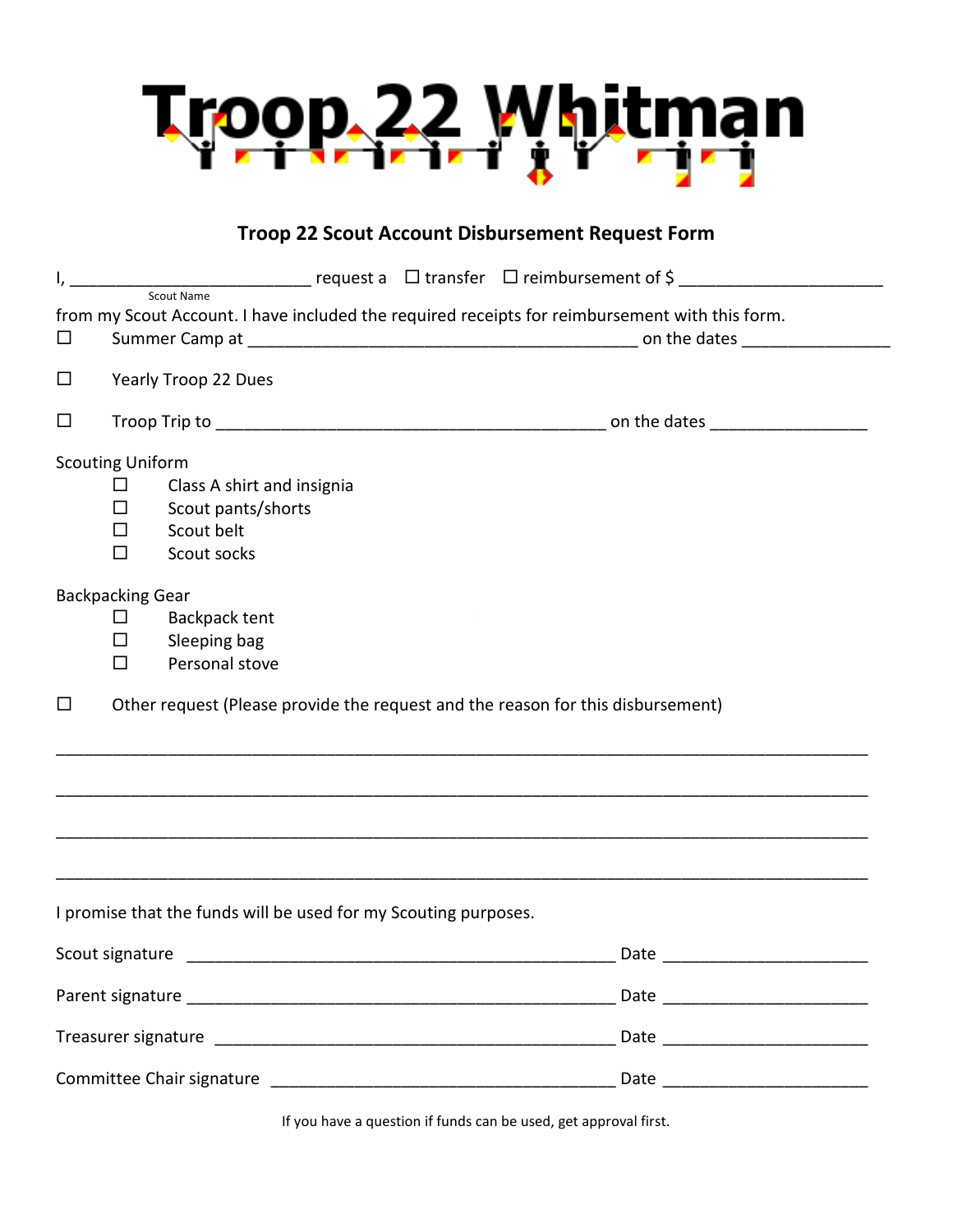# Troop 22 Whitman

## Troop 22 Scout Account Disbursement Request Form

I, ___________________________ request a ☐ transfer ☐ reimbursement of $ _______________________
Scout Name

from my Scout Account. I have included the required receipts for reimbursement with this form.

☐ Summer Camp at ____________________________________________ on the dates ________________

☐ Yearly Troop 22 Dues

☐ Troop Trip to ____________________________________________ on the dates _________________

Scouting Uniform

- ☐ Class A shirt and insignia
- ☐ Scout pants/shorts
- ☐ Scout belt
- ☐ Scout socks

Backpacking Gear

- ☐ Backpack tent
- ☐ Sleeping bag
- ☐ Personal stove

☐ Other request (Please provide the request and the reason for this disbursement)

___________________________________________________________________________________________

___________________________________________________________________________________________

___________________________________________________________________________________________

___________________________________________________________________________________________

I promise that the funds will be used for my Scouting purposes.

Scout signature ________________________________________________ Date ______________________

Parent signature ________________________________________________ Date ______________________

Treasurer signature _____________________________________________ Date ______________________

Committee Chair signature _______________________________________ Date ______________________

If you have a question if funds can be used, get approval first.